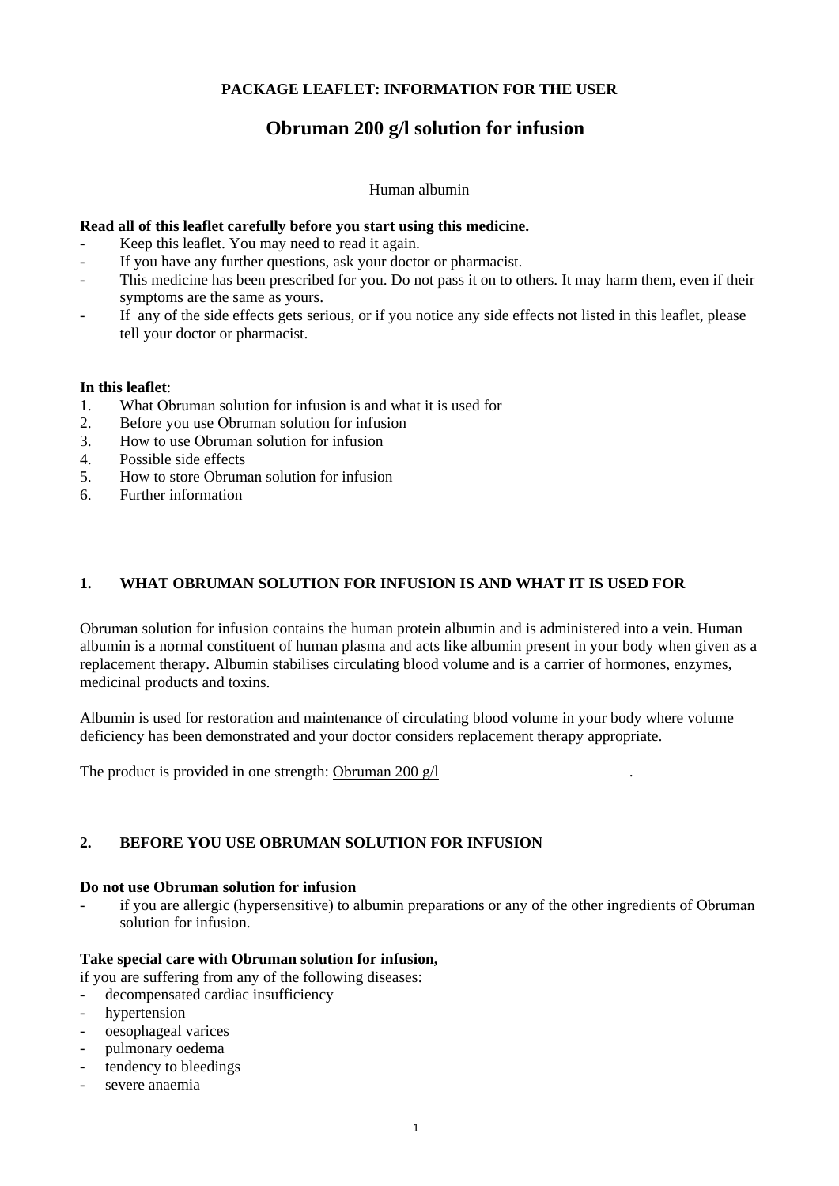**PACKAGE LEAFLET: INFORMATION FOR THE USER**

# Obruman 200 g/l solution for infusion

Human albumin

**Read all of this leaflet carefully before you start using this medicine.**

- Keep this leaflet. You may need to read it again.
- If you have any further questions, ask your doctor or pharmacist.
- This medicine has been prescribed for you. Do not pass it on to others. It may harm them, even if their symptoms are the same as yours.
- If any of the side effects gets serious, or if you notice any side effects not listed in this leaflet, please tell your doctor or pharmacist.

**In this leaflet**:

1. What Obruman solution for infusion is and what it is used for
2. Before you use Obruman solution for infusion
3. How to use Obruman solution for infusion
4. Possible side effects
5. How to store Obruman solution for infusion
6. Further information

## 1. WHAT OBRUMAN SOLUTION FOR INFUSION IS AND WHAT IT IS USED FOR

Obruman solution for infusion contains the human protein albumin and is administered into a vein. Human albumin is a normal constituent of human plasma and acts like albumin present in your body when given as a replacement therapy. Albumin stabilises circulating blood volume and is a carrier of hormones, enzymes, medicinal products and toxins.

Albumin is used for restoration and maintenance of circulating blood volume in your body where volume deficiency has been demonstrated and your doctor considers replacement therapy appropriate.

The product is provided in one strength: Obruman 200 g/l .

## 2. BEFORE YOU USE OBRUMAN SOLUTION FOR INFUSION

**Do not use Obruman solution for infusion**

- if you are allergic (hypersensitive) to albumin preparations or any of the other ingredients of Obruman solution for infusion.

**Take special care with Obruman solution for infusion,**

if you are suffering from any of the following diseases:

- decompensated cardiac insufficiency
- hypertension
- oesophageal varices
- pulmonary oedema
- tendency to bleedings
- severe anaemia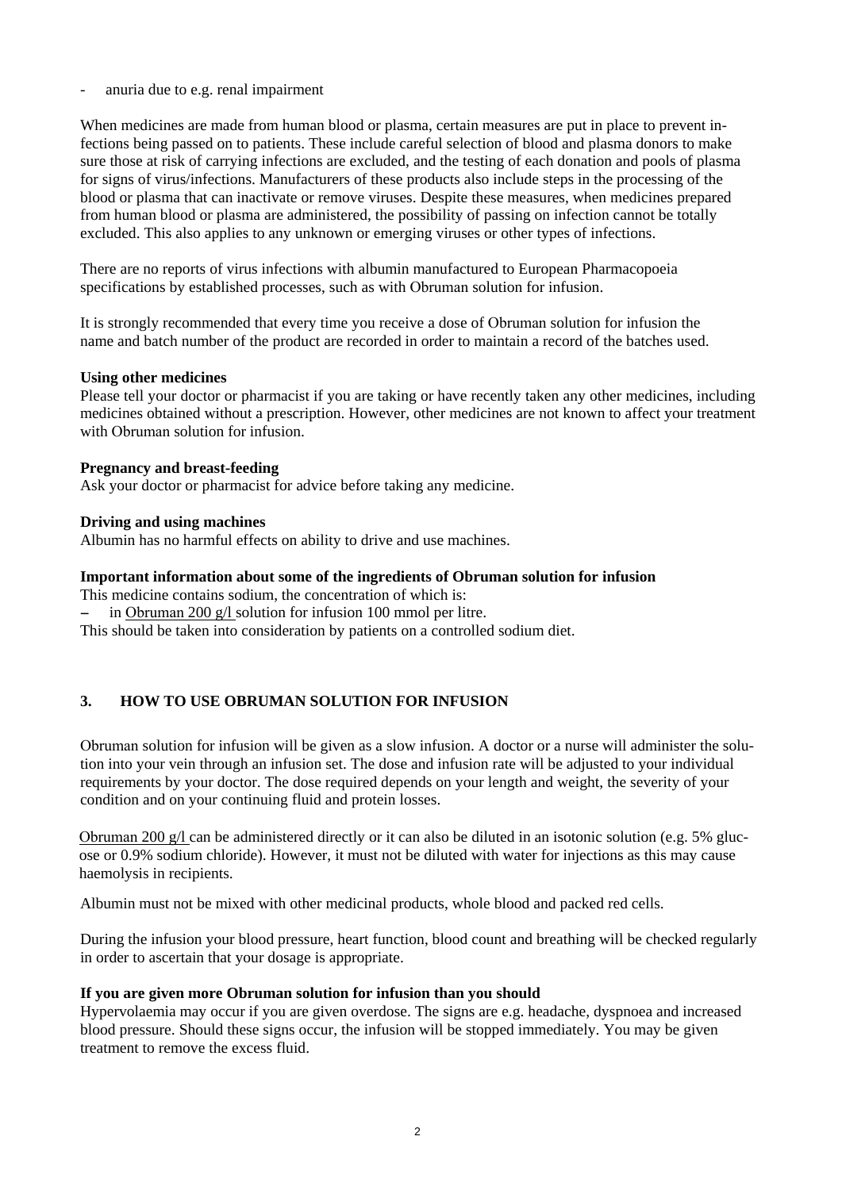- anuria due to e.g. renal impairment

When medicines are made from human blood or plasma, certain measures are put in place to prevent infections being passed on to patients. These include careful selection of blood and plasma donors to make sure those at risk of carrying infections are excluded, and the testing of each donation and pools of plasma for signs of virus/infections. Manufacturers of these products also include steps in the processing of the blood or plasma that can inactivate or remove viruses. Despite these measures, when medicines prepared from human blood or plasma are administered, the possibility of passing on infection cannot be totally excluded. This also applies to any unknown or emerging viruses or other types of infections.

There are no reports of virus infections with albumin manufactured to European Pharmacopoeia specifications by established processes, such as with Obruman solution for infusion.

It is strongly recommended that every time you receive a dose of Obruman solution for infusion the name and batch number of the product are recorded in order to maintain a record of the batches used.

**Using other medicines**
Please tell your doctor or pharmacist if you are taking or have recently taken any other medicines, including medicines obtained without a prescription. However, other medicines are not known to affect your treatment with Obruman solution for infusion.

**Pregnancy and breast-feeding**
Ask your doctor or pharmacist for advice before taking any medicine.

**Driving and using machines**
Albumin has no harmful effects on ability to drive and use machines.

**Important information about some of the ingredients of Obruman solution for infusion**
This medicine contains sodium, the concentration of which is:

– in Obruman 200 g/l solution for infusion 100 mmol per litre.

This should be taken into consideration by patients on a controlled sodium diet.

## 3. HOW TO USE OBRUMAN SOLUTION FOR INFUSION

Obruman solution for infusion will be given as a slow infusion. A doctor or a nurse will administer the solution into your vein through an infusion set. The dose and infusion rate will be adjusted to your individual requirements by your doctor. The dose required depends on your length and weight, the severity of your condition and on your continuing fluid and protein losses.

Obruman 200 g/l can be administered directly or it can also be diluted in an isotonic solution (e.g. 5% glucose or 0.9% sodium chloride). However, it must not be diluted with water for injections as this may cause haemolysis in recipients.

Albumin must not be mixed with other medicinal products, whole blood and packed red cells.

During the infusion your blood pressure, heart function, blood count and breathing will be checked regularly in order to ascertain that your dosage is appropriate.

**If you are given more Obruman solution for infusion than you should**
Hypervolaemia may occur if you are given overdose. The signs are e.g. headache, dyspnoea and increased blood pressure. Should these signs occur, the infusion will be stopped immediately. You may be given treatment to remove the excess fluid.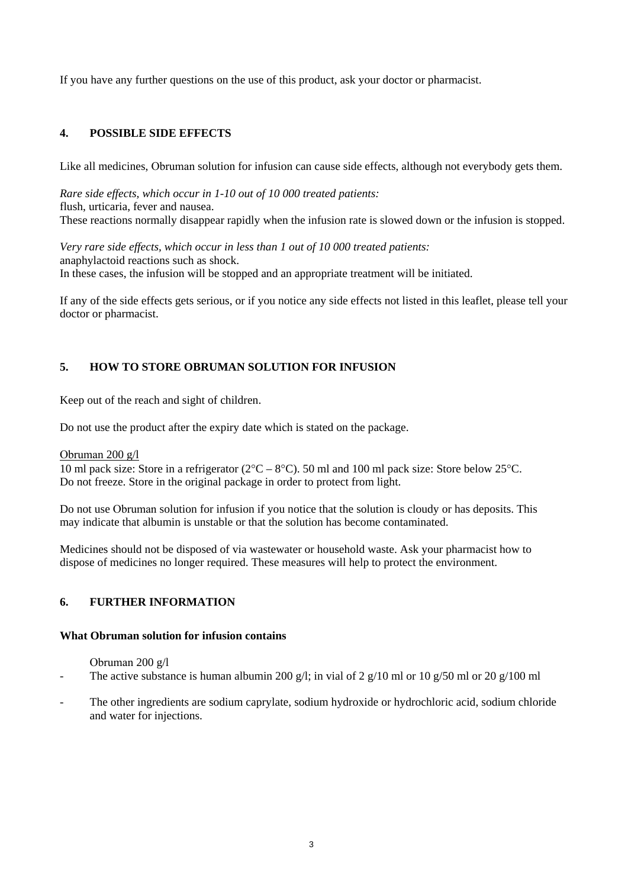If you have any further questions on the use of this product, ask your doctor or pharmacist.

## 4. POSSIBLE SIDE EFFECTS

Like all medicines, Obruman solution for infusion can cause side effects, although not everybody gets them.

*Rare side effects, which occur in 1-10 out of 10 000 treated patients:*
flush, urticaria, fever and nausea.
These reactions normally disappear rapidly when the infusion rate is slowed down or the infusion is stopped.

*Very rare side effects, which occur in less than 1 out of 10 000 treated patients:*
anaphylactoid reactions such as shock.
In these cases, the infusion will be stopped and an appropriate treatment will be initiated.

If any of the side effects gets serious, or if you notice any side effects not listed in this leaflet, please tell your doctor or pharmacist.

## 5. HOW TO STORE OBRUMAN SOLUTION FOR INFUSION

Keep out of the reach and sight of children.

Do not use the product after the expiry date which is stated on the package.

<u>Obruman 200 g/l</u>
10 ml pack size: Store in a refrigerator (2°C – 8°C). 50 ml and 100 ml pack size: Store below 25°C.
Do not freeze. Store in the original package in order to protect from light.

Do not use Obruman solution for infusion if you notice that the solution is cloudy or has deposits. This may indicate that albumin is unstable or that the solution has become contaminated.

Medicines should not be disposed of via wastewater or household waste. Ask your pharmacist how to dispose of medicines no longer required. These measures will help to protect the environment.

## 6. FURTHER INFORMATION

**What Obruman solution for infusion contains**

Obruman 200 g/l

- The active substance is human albumin 200 g/l; in vial of 2 g/10 ml or 10 g/50 ml or 20 g/100 ml
- The other ingredients are sodium caprylate, sodium hydroxide or hydrochloric acid, sodium chloride and water for injections.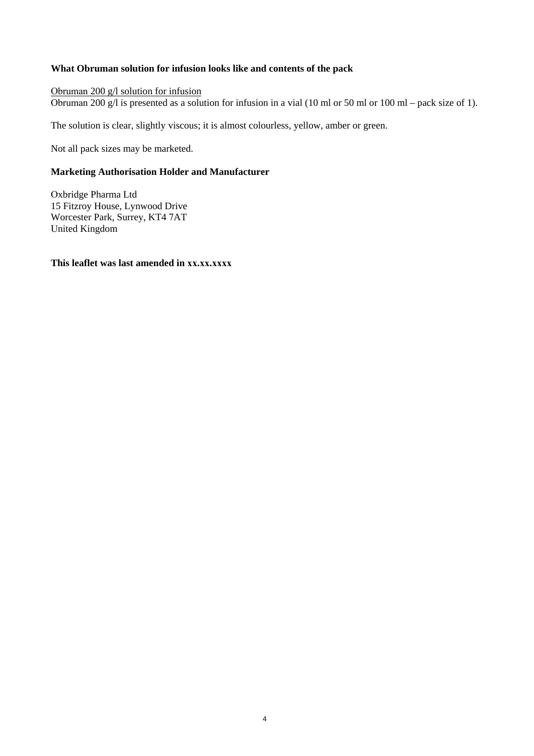**What Obruman solution for infusion looks like and contents of the pack**

Obruman 200 g/l solution for infusion
Obruman 200 g/l is presented as a solution for infusion in a vial (10 ml or 50 ml or 100 ml – pack size of 1).

The solution is clear, slightly viscous; it is almost colourless, yellow, amber or green.

Not all pack sizes may be marketed.

**Marketing Authorisation Holder and Manufacturer**

Oxbridge Pharma Ltd
15 Fitzroy House, Lynwood Drive
Worcester Park, Surrey, KT4 7AT
United Kingdom

**This leaflet was last amended in xx.xx.xxxx**